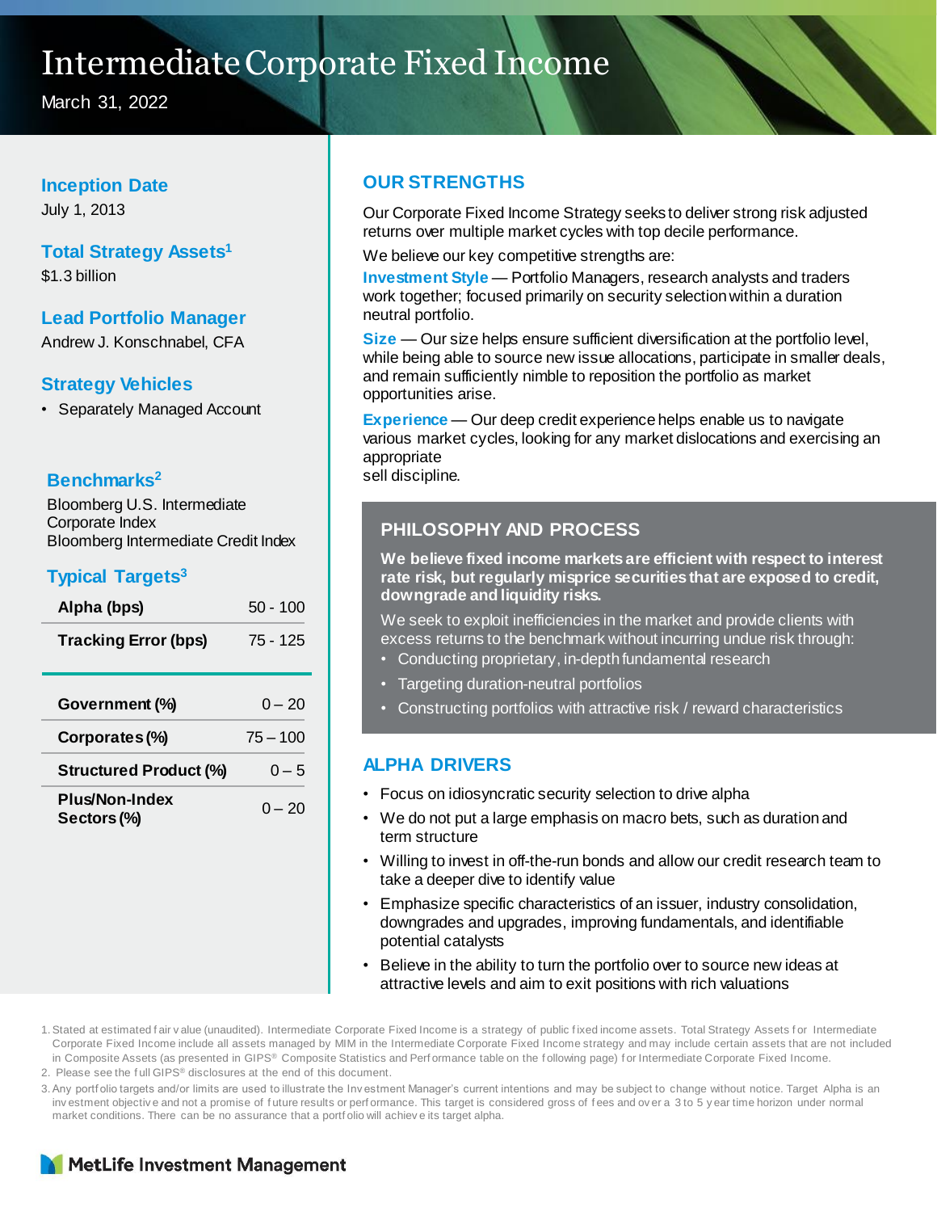# Intermediate Corporate Fixed Income

March 31, 2022

### Inception Date

July 1, 2013

### Total Strategy Assets[1]

$1.3 billion

### Lead Portfolio Manager

Andrew J. Konschnabel, CFA

### Strategy Vehicles

- Separately Managed Account

### Benchmarks[2]

Bloomberg U.S. Intermediate Corporate Index
Bloomberg Intermediate Credit Index

### Typical Targets[3]

| | |
|---|---|
| **Alpha (bps)** | 50 - 100 |
| **Tracking Error (bps)** | 75 - 125 |

| | |
|---|---|
| **Government (%)** | 0 – 20 |
| **Corporates (%)** | 75 – 100 |
| **Structured Product (%)** | 0 – 5 |
| **Plus/Non-Index Sectors (%)** | 0 – 20 |

## OUR STRENGTHS

Our Corporate Fixed Income Strategy seeks to deliver strong risk adjusted returns over multiple market cycles with top decile performance.

We believe our key competitive strengths are:

**Investment Style** — Portfolio Managers, research analysts and traders work together; focused primarily on security selection within a duration neutral portfolio.

**Size** — Our size helps ensure sufficient diversification at the portfolio level, while being able to source new issue allocations, participate in smaller deals, and remain sufficiently nimble to reposition the portfolio as market opportunities arise.

**Experience** — Our deep credit experience helps enable us to navigate various market cycles, looking for any market dislocations and exercising an appropriate sell discipline.

## PHILOSOPHY AND PROCESS

**We believe fixed income markets are efficient with respect to interest rate risk, but regularly misprice securities that are exposed to credit, downgrade and liquidity risks.**

We seek to exploit inefficiencies in the market and provide clients with excess returns to the benchmark without incurring undue risk through:

- Conducting proprietary, in-depth fundamental research
- Targeting duration-neutral portfolios
- Constructing portfolios with attractive risk / reward characteristics

## ALPHA DRIVERS

- Focus on idiosyncratic security selection to drive alpha
- We do not put a large emphasis on macro bets, such as duration and term structure
- Willing to invest in off-the-run bonds and allow our credit research team to take a deeper dive to identify value
- Emphasize specific characteristics of an issuer, industry consolidation, downgrades and upgrades, improving fundamentals, and identifiable potential catalysts
- Believe in the ability to turn the portfolio over to source new ideas at attractive levels and aim to exit positions with rich valuations

1. Stated at estimated fair value (unaudited). Intermediate Corporate Fixed Income is a strategy of public fixed income assets. Total Strategy Assets for Intermediate Corporate Fixed Income include all assets managed by MIM in the Intermediate Corporate Fixed Income strategy and may include certain assets that are not included in Composite Assets (as presented in GIPS® Composite Statistics and Performance table on the following page) for Intermediate Corporate Fixed Income.
2. Please see the full GIPS® disclosures at the end of this document.
3. Any portfolio targets and/or limits are used to illustrate the Investment Manager's current intentions and may be subject to change without notice. Target Alpha is an investment objective and not a promise of future results or performance. This target is considered gross of fees and over a 3 to 5 year time horizon under normal market conditions. There can be no assurance that a portfolio will achieve its target alpha.

MetLife Investment Management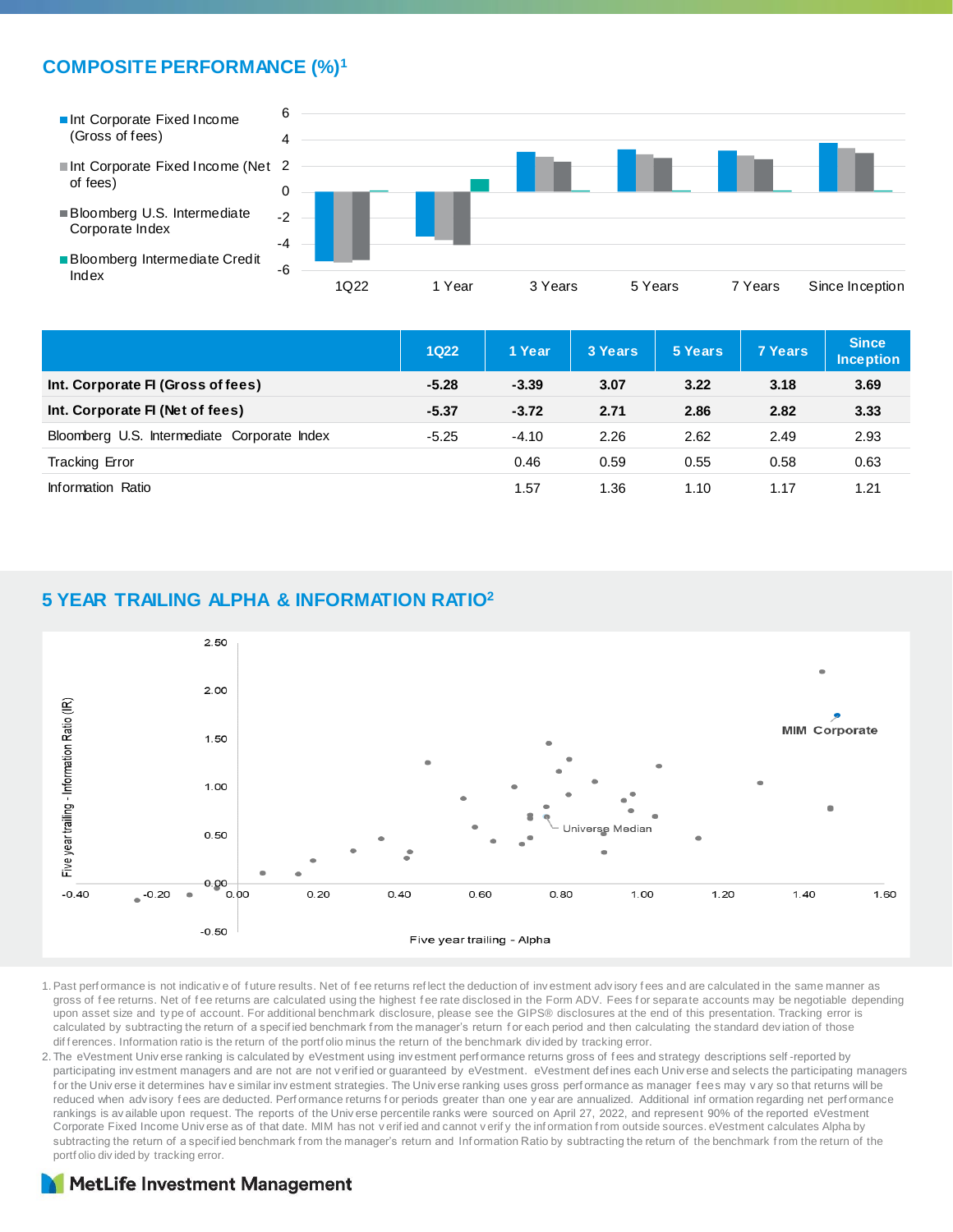## COMPOSITE PERFORMANCE (%)[1]

- Int Corporate Fixed Income (Gross of fees)
- Int Corporate Fixed Income (Net of fees)
- Bloomberg U.S. Intermediate Corporate Index
- Bloomberg Intermediate Credit Index

| | 1Q22 | 1 Year | 3 Years | 5 Years | 7 Years | Since Inception |
|---|---|---|---|---|---|---|
| **Int. Corporate FI (Gross of fees)** | **-5.28** | **-3.39** | **3.07** | **3.22** | **3.18** | **3.69** |
| **Int. Corporate FI (Net of fees)** | **-5.37** | **-3.72** | **2.71** | **2.86** | **2.82** | **3.33** |
| Bloomberg U.S. Intermediate Corporate Index | -5.25 | -4.10 | 2.26 | 2.62 | 2.49 | 2.93 |
| Tracking Error | | 0.46 | 0.59 | 0.55 | 0.58 | 0.63 |
| Information Ratio | | 1.57 | 1.36 | 1.10 | 1.17 | 1.21 |

## 5 YEAR TRAILING ALPHA & INFORMATION RATIO[2]

Five year trailing - Information Ratio (IR)

MIM Corporate

Universe Median

Five year trailing - Alpha

1. Past performance is not indicative of future results. Net of fee returns reflect the deduction of investment advisory fees and are calculated in the same manner as gross of fee returns. Net of fee returns are calculated using the highest fee rate disclosed in the Form ADV. Fees for separate accounts may be negotiable depending upon asset size and type of account. For additional benchmark disclosure, please see the GIPS® disclosures at the end of this presentation. Tracking error is calculated by subtracting the return of a specified benchmark from the manager's return for each period and then calculating the standard deviation of those differences. Information ratio is the return of the portfolio minus the return of the benchmark divided by tracking error.
2. The eVestment Universe ranking is calculated by eVestment using investment performance returns gross of fees and strategy descriptions self-reported by participating investment managers and are not are not verified or guaranteed by eVestment. eVestment defines each Universe and selects the participating managers for the Universe it determines have similar investment strategies. The Universe ranking uses gross performance as manager fees may vary so that returns will be reduced when advisory fees are deducted. Performance returns for periods greater than one year are annualized. Additional information regarding net performance rankings is available upon request. The reports of the Universe percentile ranks were sourced on April 27, 2022, and represent 90% of the reported eVestment Corporate Fixed Income Universe as of that date. MIM has not verified and cannot verify the information from outside sources. eVestment calculates Alpha by subtracting the return of a specified benchmark from the manager's return and Information Ratio by subtracting the return of the benchmark from the return of the portfolio divided by tracking error.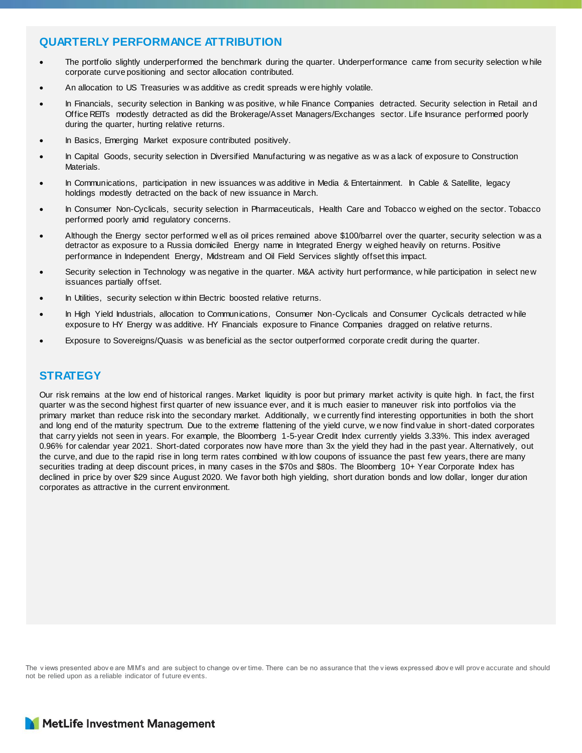## QUARTERLY PERFORMANCE ATTRIBUTION

- The portfolio slightly underperformed the benchmark during the quarter. Underperformance came from security selection while corporate curve positioning and sector allocation contributed.
- An allocation to US Treasuries was additive as credit spreads were highly volatile.
- In Financials, security selection in Banking was positive, while Finance Companies detracted. Security selection in Retail and Office REITs modestly detracted as did the Brokerage/Asset Managers/Exchanges sector. Life Insurance performed poorly during the quarter, hurting relative returns.
- In Basics, Emerging Market exposure contributed positively.
- In Capital Goods, security selection in Diversified Manufacturing was negative as was a lack of exposure to Construction Materials.
- In Communications, participation in new issuances was additive in Media & Entertainment. In Cable & Satellite, legacy holdings modestly detracted on the back of new issuance in March.
- In Consumer Non-Cyclicals, security selection in Pharmaceuticals, Health Care and Tobacco weighed on the sector. Tobacco performed poorly amid regulatory concerns.
- Although the Energy sector performed well as oil prices remained above $100/barrel over the quarter, security selection was a detractor as exposure to a Russia domiciled Energy name in Integrated Energy weighed heavily on returns. Positive performance in Independent Energy, Midstream and Oil Field Services slightly offset this impact.
- Security selection in Technology was negative in the quarter. M&A activity hurt performance, while participation in select new issuances partially offset.
- In Utilities, security selection within Electric boosted relative returns.
- In High Yield Industrials, allocation to Communications, Consumer Non-Cyclicals and Consumer Cyclicals detracted while exposure to HY Energy was additive. HY Financials exposure to Finance Companies dragged on relative returns.
- Exposure to Sovereigns/Quasis was beneficial as the sector outperformed corporate credit during the quarter.

## STRATEGY

Our risk remains at the low end of historical ranges. Market liquidity is poor but primary market activity is quite high. In fact, the first quarter was the second highest first quarter of new issuance ever, and it is much easier to maneuver risk into portfolios via the primary market than reduce risk into the secondary market. Additionally, we currently find interesting opportunities in both the short and long end of the maturity spectrum. Due to the extreme flattening of the yield curve, we now find value in short-dated corporates that carry yields not seen in years. For example, the Bloomberg 1-5-year Credit Index currently yields 3.33%. This index averaged 0.96% for calendar year 2021. Short-dated corporates now have more than 3x the yield they had in the past year. Alternatively, out the curve, and due to the rapid rise in long term rates combined with low coupons of issuance the past few years, there are many securities trading at deep discount prices, in many cases in the $70s and $80s. The Bloomberg 10+ Year Corporate Index has declined in price by over $29 since August 2020. We favor both high yielding, short duration bonds and low dollar, longer duration corporates as attractive in the current environment.

The views presented above are MIM's and are subject to change over time. There can be no assurance that the views expressed above will prove accurate and should not be relied upon as a reliable indicator of future events.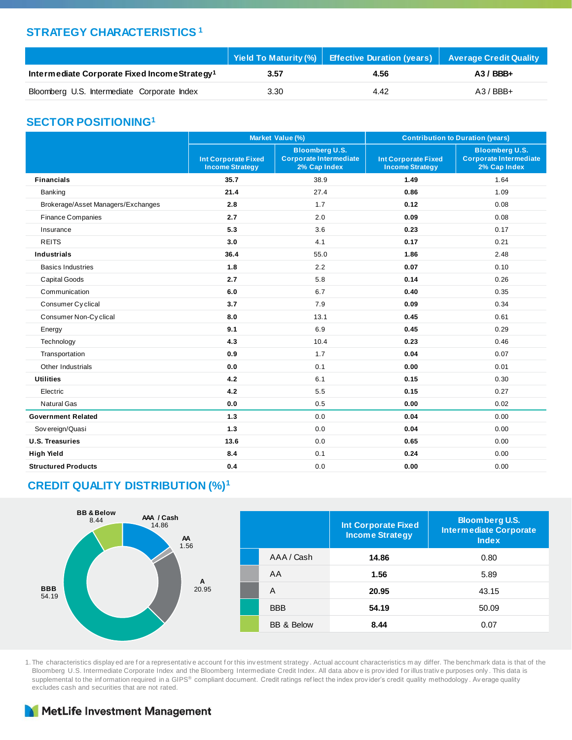## STRATEGY CHARACTERISTICS [1]

| | Yield To Maturity (%) | Effective Duration (years) | Average Credit Quality |
|---|---|---|---|
| **Intermediate Corporate Fixed Income Strategy[1]** | **3.57** | **4.56** | **A3 / BBB+** |
| Bloomberg U.S. Intermediate Corporate Index | 3.30 | 4.42 | A3 / BBB+ |

## SECTOR POSITIONING[1]

| | Market Value (%) | | Contribution to Duration (years) | |
|---|---|---|---|---|
| | Int Corporate Fixed Income Strategy | Bloomberg U.S. Corporate Intermediate 2% Cap Index | Int Corporate Fixed Income Strategy | Bloomberg U.S. Corporate Intermediate 2% Cap Index |
| **Financials** | **35.7** | 38.9 | **1.49** | 1.64 |
| Banking | **21.4** | 27.4 | **0.86** | 1.09 |
| Brokerage/Asset Managers/Exchanges | **2.8** | 1.7 | **0.12** | 0.08 |
| Finance Companies | **2.7** | 2.0 | **0.09** | 0.08 |
| Insurance | **5.3** | 3.6 | **0.23** | 0.17 |
| REITS | **3.0** | 4.1 | **0.17** | 0.21 |
| **Industrials** | **36.4** | 55.0 | **1.86** | 2.48 |
| Basics Industries | **1.8** | 2.2 | **0.07** | 0.10 |
| Capital Goods | **2.7** | 5.8 | **0.14** | 0.26 |
| Communication | **6.0** | 6.7 | **0.40** | 0.35 |
| Consumer Cyclical | **3.7** | 7.9 | **0.09** | 0.34 |
| Consumer Non-Cyclical | **8.0** | 13.1 | **0.45** | 0.61 |
| Energy | **9.1** | 6.9 | **0.45** | 0.29 |
| Technology | **4.3** | 10.4 | **0.23** | 0.46 |
| Transportation | **0.9** | 1.7 | **0.04** | 0.07 |
| Other Industrials | **0.0** | 0.1 | **0.00** | 0.01 |
| **Utilities** | **4.2** | 6.1 | **0.15** | 0.30 |
| Electric | **4.2** | 5.5 | **0.15** | 0.27 |
| Natural Gas | **0.0** | 0.5 | **0.00** | 0.02 |
| **Government Related** | **1.3** | 0.0 | **0.04** | 0.00 |
| Sovereign/Quasi | **1.3** | 0.0 | **0.04** | 0.00 |
| **U.S. Treasuries** | **13.6** | 0.0 | **0.65** | 0.00 |
| **High Yield** | **8.4** | 0.1 | **0.24** | 0.00 |
| **Structured Products** | **0.4** | 0.0 | **0.00** | 0.00 |

## CREDIT QUALITY DISTRIBUTION (%)[1]

| | Int Corporate Fixed Income Strategy | Bloomberg U.S. Intermediate Corporate Index |
|---|---|---|
| AAA / Cash | **14.86** | 0.80 |
| AA | **1.56** | 5.89 |
| A | **20.95** | 43.15 |
| BBB | **54.19** | 50.09 |
| BB & Below | **8.44** | 0.07 |

1. The characteristics displayed are for a representative account for this investment strategy. Actual account characteristics may differ. The benchmark data is that of the Bloomberg U.S. Intermediate Corporate Index and the Bloomberg Intermediate Credit Index. All data above is provided for illustrative purposes only. This data is supplemental to the information required in a GIPS® compliant document. Credit ratings reflect the index provider's credit quality methodology. Average quality excludes cash and securities that are not rated.

MetLife Investment Management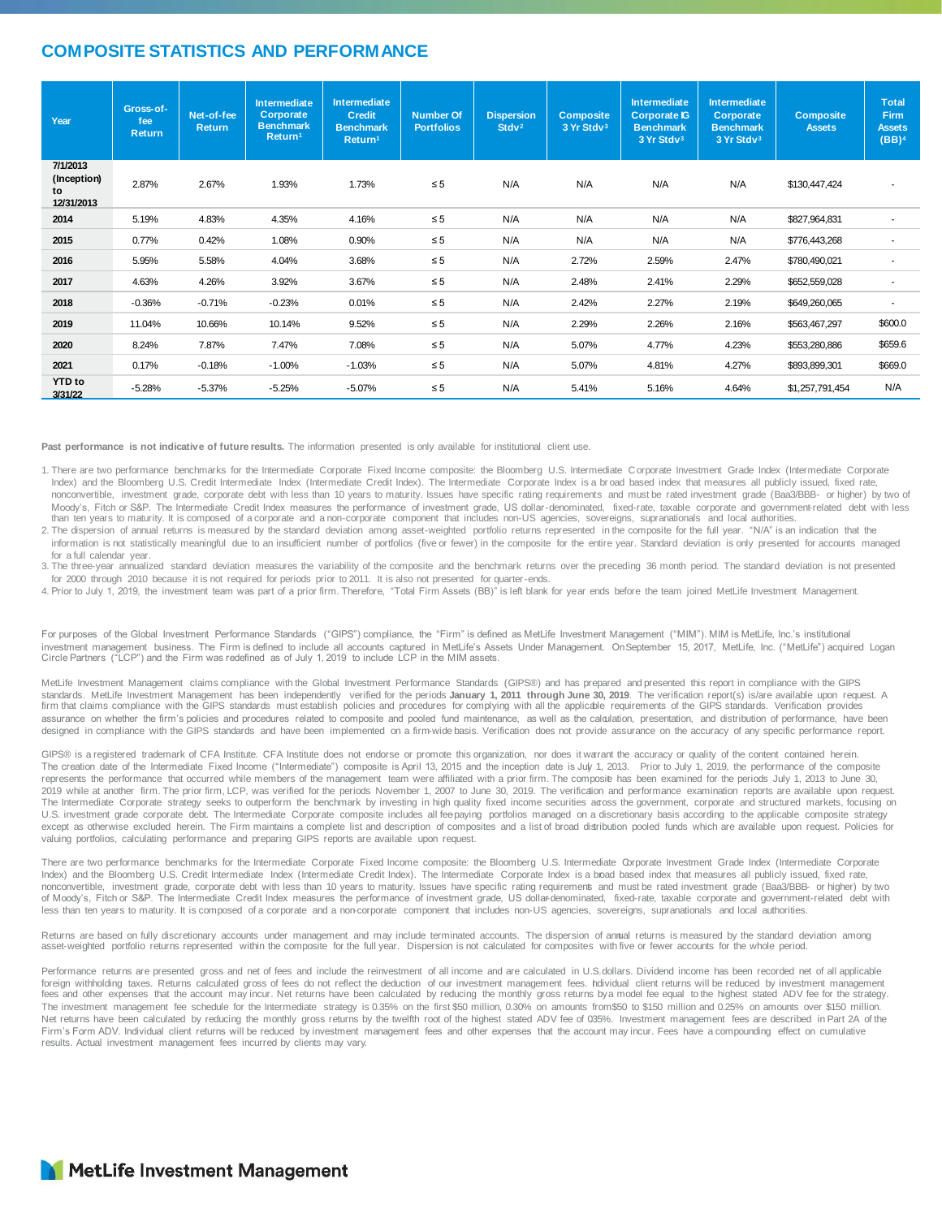## COMPOSITE STATISTICS AND PERFORMANCE

| Year | Gross-of-fee Return | Net-of-fee Return | Intermediate Corporate Benchmark Return[1] | Intermediate Credit Benchmark Return[1] | Number Of Portfolios | Dispersion Stdv[2] | Composite 3 Yr Stdv[3] | Intermediate Corporate IG Benchmark 3 Yr Stdv[3] | Intermediate Corporate Benchmark 3 Yr Stdv[3] | Composite Assets | Total Firm Assets (BB)[4] |
|---|---|---|---|---|---|---|---|---|---|---|---|
| 7/1/2013 (Inception) to 12/31/2013 | 2.87% | 2.67% | 1.93% | 1.73% | ≤ 5 | N/A | N/A | N/A | N/A | $130,447,424 | - |
| 2014 | 5.19% | 4.83% | 4.35% | 4.16% | ≤ 5 | N/A | N/A | N/A | N/A | $827,964,831 | - |
| 2015 | 0.77% | 0.42% | 1.08% | 0.90% | ≤ 5 | N/A | N/A | N/A | N/A | $776,443,268 | - |
| 2016 | 5.95% | 5.58% | 4.04% | 3.68% | ≤ 5 | N/A | 2.72% | 2.59% | 2.47% | $780,490,021 | - |
| 2017 | 4.63% | 4.26% | 3.92% | 3.67% | ≤ 5 | N/A | 2.48% | 2.41% | 2.29% | $652,559,028 | - |
| 2018 | -0.36% | -0.71% | -0.23% | 0.01% | ≤ 5 | N/A | 2.42% | 2.27% | 2.19% | $649,260,065 | - |
| 2019 | 11.04% | 10.66% | 10.14% | 9.52% | ≤ 5 | N/A | 2.29% | 2.26% | 2.16% | $563,467,297 | $600.0 |
| 2020 | 8.24% | 7.87% | 7.47% | 7.08% | ≤ 5 | N/A | 5.07% | 4.77% | 4.23% | $553,280,886 | $659.6 |
| 2021 | 0.17% | -0.18% | -1.00% | -1.03% | ≤ 5 | N/A | 5.07% | 4.81% | 4.27% | $893,899,301 | $669.0 |
| YTD to 3/31/22 | -5.28% | -5.37% | -5.25% | -5.07% | ≤ 5 | N/A | 5.41% | 5.16% | 4.64% | $1,257,791,454 | N/A |

**Past performance is not indicative of future results.** The information presented is only available for institutional client use.

1. There are two performance benchmarks for the Intermediate Corporate Fixed Income composite: the Bloomberg U.S. Intermediate Corporate Investment Grade Index (Intermediate Corporate Index) and the Bloomberg U.S. Credit Intermediate Index (Intermediate Credit Index). The Intermediate Corporate Index is a broad based index that measures all publicly issued, fixed rate, nonconvertible, investment grade, corporate debt with less than 10 years to maturity. Issues have specific rating requirements and must be rated investment grade (Baa3/BBB- or higher) by two of Moody's, Fitch or S&P. The Intermediate Credit Index measures the performance of investment grade, US dollar-denominated, fixed-rate, taxable corporate and government-related debt with less than ten years to maturity. It is composed of a corporate and a non-corporate component that includes non-US agencies, sovereigns, supranationals and local authorities.
2. The dispersion of annual returns is measured by the standard deviation among asset-weighted portfolio returns represented in the composite for the full year. "N/A" is an indication that the information is not statistically meaningful due to an insufficient number of portfolios (five or fewer) in the composite for the entire year. Standard deviation is only presented for accounts managed for a full calendar year.
3. The three-year annualized standard deviation measures the variability of the composite and the benchmark returns over the preceding 36 month period. The standard deviation is not presented for 2000 through 2010 because it is not required for periods prior to 2011. It is also not presented for quarter-ends.
4. Prior to July 1, 2019, the investment team was part of a prior firm. Therefore, "Total Firm Assets (BB)" is left blank for year ends before the team joined MetLife Investment Management.

For purposes of the Global Investment Performance Standards ("GIPS") compliance, the "Firm" is defined as MetLife Investment Management ("MIM"). MIM is MetLife, Inc.'s institutional investment management business. The Firm is defined to include all accounts captured in MetLife's Assets Under Management. On September 15, 2017, MetLife, Inc. ("MetLife") acquired Logan Circle Partners ("LCP") and the Firm was redefined as of July 1, 2019 to include LCP in the MIM assets.

MetLife Investment Management claims compliance with the Global Investment Performance Standards (GIPS®) and has prepared and presented this report in compliance with the GIPS standards. MetLife Investment Management has been independently verified for the periods **January 1, 2011 through June 30, 2019**. The verification report(s) is/are available upon request. A firm that claims compliance with the GIPS standards must establish policies and procedures for complying with all the applicable requirements of the GIPS standards. Verification provides assurance on whether the firm's policies and procedures related to composite and pooled fund maintenance, as well as the calculation, presentation, and distribution of performance, have been designed in compliance with the GIPS standards and have been implemented on a firm-wide basis. Verification does not provide assurance on the accuracy of any specific performance report.

GIPS® is a registered trademark of CFA Institute. CFA Institute does not endorse or promote this organization, nor does it warrant the accuracy or quality of the content contained herein. The creation date of the Intermediate Fixed Income ("Intermediate") composite is April 13, 2015 and the inception date is July 1, 2013. Prior to July 1, 2019, the performance of the composite represents the performance that occurred while members of the management team were affiliated with a prior firm. The composite has been examined for the periods July 1, 2013 to June 30, 2019 while at another firm. The prior firm, LCP, was verified for the periods November 1, 2007 to June 30, 2019. The verification and performance examination reports are available upon request. The Intermediate Corporate strategy seeks to outperform the benchmark by investing in high quality fixed income securities across the government, corporate and structured markets, focusing on U.S. investment grade corporate debt. The Intermediate Corporate composite includes all fee paying portfolios managed on a discretionary basis according to the applicable composite strategy except as otherwise excluded herein. The Firm maintains a complete list and description of composites and a list of broad distribution pooled funds which are available upon request. Policies for valuing portfolios, calculating performance and preparing GIPS reports are available upon request.

There are two performance benchmarks for the Intermediate Corporate Fixed Income composite: the Bloomberg U.S. Intermediate Corporate Investment Grade Index (Intermediate Corporate Index) and the Bloomberg U.S. Credit Intermediate Index (Intermediate Credit Index). The Intermediate Corporate Index is a broad based index that measures all publicly issued, fixed rate, nonconvertible, investment grade, corporate debt with less than 10 years to maturity. Issues have specific rating requirements and must be rated investment grade (Baa3/BBB- or higher) by two of Moody's, Fitch or S&P. The Intermediate Credit Index measures the performance of investment grade, US dollar-denominated, fixed-rate, taxable corporate and government-related debt with less than ten years to maturity. It is composed of a corporate and a non-corporate component that includes non-US agencies, sovereigns, supranationals and local authorities.

Returns are based on fully discretionary accounts under management and may include terminated accounts. The dispersion of annual returns is measured by the standard deviation among asset-weighted portfolio returns represented within the composite for the full year. Dispersion is not calculated for composites with five or fewer accounts for the whole period.

Performance returns are presented gross and net of fees and include the reinvestment of all income and are calculated in U.S. dollars. Dividend income has been recorded net of all applicable foreign withholding taxes. Returns calculated gross of fees do not reflect the deduction of our investment management fees. Individual client returns will be reduced by investment management fees and other expenses that the account may incur. Net returns have been calculated by reducing the monthly gross returns by a model fee equal to the highest stated ADV fee for the strategy. The investment management fee schedule for the Intermediate strategy is 0.35% on the first $50 million, 0.30% on amounts from $50 to $150 million and 0.25% on amounts over $150 million. Net returns have been calculated by reducing the monthly gross returns by the twelfth root of the highest stated ADV fee of 0.35%. Investment management fees are described in Part 2A of the Firm's Form ADV. Individual client returns will be reduced by investment management fees and other expenses that the account may incur. Fees have a compounding effect on cumulative results. Actual investment management fees incurred by clients may vary.

MetLife Investment Management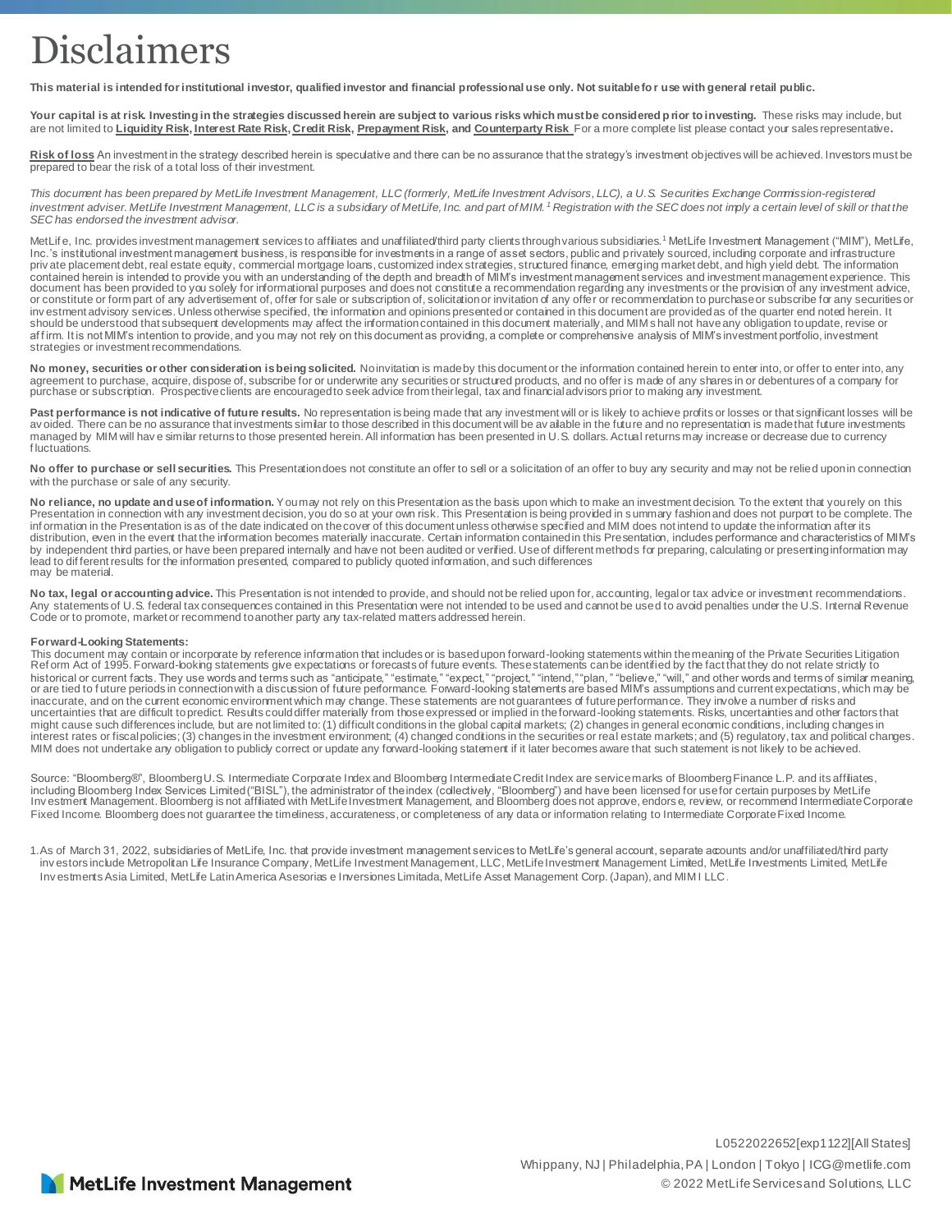# Disclaimers

**This material is intended for institutional investor, qualified investor and financial professional use only. Not suitable for use with general retail public.**

**Your capital is at risk. Investing in the strategies discussed herein are subject to various risks which must be considered prior to investing.** These risks may include, but are not limited to **Liquidity Risk, Interest Rate Risk, Credit Risk, Prepayment Risk,** and **Counterparty Risk** For a more complete list please contact your sales representative.

**Risk of loss** An investment in the strategy described herein is speculative and there can be no assurance that the strategy's investment objectives will be achieved. Investors must be prepared to bear the risk of a total loss of their investment.

*This document has been prepared by MetLife Investment Management, LLC (formerly, MetLife Investment Advisors, LLC), a U.S. Securities Exchange Commission-registered investment adviser. MetLife Investment Management, LLC is a subsidiary of MetLife, Inc. and part of MIM.[1] Registration with the SEC does not imply a certain level of skill or that the SEC has endorsed the investment advisor.*

MetLife, Inc. provides investment management services to affiliates and unaffiliated/third party clients through various subsidiaries.[1] MetLife Investment Management ("MIM"), MetLife, Inc.'s institutional investment management business, is responsible for investments in a range of asset sectors, public and privately sourced, including corporate and infrastructure private placement debt, real estate equity, commercial mortgage loans, customized index strategies, structured finance, emerging market debt, and high yield debt. The information contained herein is intended to provide you with an understanding of the depth and breadth of MIM's investment management services and investment management experience. This document has been provided to you solely for informational purposes and does not constitute a recommendation regarding any investments or the provision of any investment advice, or constitute or form part of any advertisement of, offer for sale or subscription of, solicitation or invitation of any offer or recommendation to purchase or subscribe for any securities or investment advisory services. Unless otherwise specified, the information and opinions presented or contained in this document are provided as of the quarter end noted herein. It should be understood that subsequent developments may affect the information contained in this document materially, and MIM shall not have any obligation to update, revise or affirm. It is not MIM's intention to provide, and you may not rely on this document as providing, a complete or comprehensive analysis of MIM's investment portfolio, investment strategies or investment recommendations.

**No money, securities or other consideration is being solicited.** No invitation is made by this document or the information contained herein to enter into, or offer to enter into, any agreement to purchase, acquire, dispose of, subscribe for or underwrite any securities or structured products, and no offer is made of any shares in or debentures of a company for purchase or subscription. Prospective clients are encouraged to seek advice from their legal, tax and financial advisors prior to making any investment.

**Past performance is not indicative of future results.** No representation is being made that any investment will or is likely to achieve profits or losses or that significant losses will be avoided. There can be no assurance that investments similar to those described in this document will be available in the future and no representation is made that future investments managed by MIM will have similar returns to those presented herein. All information has been presented in U.S. dollars. Actual returns may increase or decrease due to currency fluctuations.

**No offer to purchase or sell securities.** This Presentation does not constitute an offer to sell or a solicitation of an offer to buy any security and may not be relied upon in connection with the purchase or sale of any security.

**No reliance, no update and use of information.** You may not rely on this Presentation as the basis upon which to make an investment decision. To the extent that you rely on this Presentation in connection with any investment decision, you do so at your own risk. This Presentation is being provided in summary fashion and does not purport to be complete. The information in the Presentation is as of the date indicated on the cover of this document unless otherwise specified and MIM does not intend to update the information after its distribution, even in the event that the information becomes materially inaccurate. Certain information contained in this Presentation, includes performance and characteristics of MIM's by independent third parties, or have been prepared internally and have not been audited or verified. Use of different methods for preparing, calculating or presenting information may lead to different results for the information presented, compared to publicly quoted information, and such differences may be material.

**No tax, legal or accounting advice.** This Presentation is not intended to provide, and should not be relied upon for, accounting, legal or tax advice or investment recommendations. Any statements of U.S. federal tax consequences contained in this Presentation were not intended to be used and cannot be used to avoid penalties under the U.S. Internal Revenue Code or to promote, market or recommend to another party any tax-related matters addressed herein.

**Forward-Looking Statements:**
This document may contain or incorporate by reference information that includes or is based upon forward-looking statements within the meaning of the Private Securities Litigation Reform Act of 1995. Forward-looking statements give expectations or forecasts of future events. These statements can be identified by the fact that they do not relate strictly to historical or current facts. They use words and terms such as "anticipate," "estimate," "expect," "project," "intend," "plan," "believe," "will," and other words and terms of similar meaning, or are tied to future periods in connection with a discussion of future performance. Forward-looking statements are based MIM's assumptions and current expectations, which may be inaccurate, and on the current economic environment which may change. These statements are not guarantees of future performance. They involve a number of risks and uncertainties that are difficult to predict. Results could differ materially from those expressed or implied in the forward-looking statements. Risks, uncertainties and other factors that might cause such differences include, but are not limited to: (1) difficult conditions in the global capital markets; (2) changes in general economic conditions, including changes in interest rates or fiscal policies; (3) changes in the investment environment; (4) changed conditions in the securities or real estate markets; and (5) regulatory, tax and political changes. MIM does not undertake any obligation to publicly correct or update any forward-looking statement if it later becomes aware that such statement is not likely to be achieved.

Source: "Bloomberg®", Bloomberg U.S. Intermediate Corporate Index and Bloomberg Intermediate Credit Index are service marks of Bloomberg Finance L.P. and its affiliates, including Bloomberg Index Services Limited ("BISL"), the administrator of the index (collectively, "Bloomberg") and have been licensed for use for certain purposes by MetLife Investment Management. Bloomberg is not affiliated with MetLife Investment Management, and Bloomberg does not approve, endorse, review, or recommend Intermediate Corporate Fixed Income. Bloomberg does not guarantee the timeliness, accurateness, or completeness of any data or information relating to Intermediate Corporate Fixed Income.

1. As of March 31, 2022, subsidiaries of MetLife, Inc. that provide investment management services to MetLife's general account, separate accounts and/or unaffiliated/third party investors include Metropolitan Life Insurance Company, MetLife Investment Management, LLC, MetLife Investment Management Limited, MetLife Investments Limited, MetLife Investments Asia Limited, MetLife Latin America Asesorias e Inversiones Limitada, MetLife Asset Management Corp. (Japan), and MIM I LLC.

L0522022652[exp1122][All States]

Whippany, NJ | Philadelphia, PA | London | Tokyo | ICG@metlife.com

© 2022 MetLife Services and Solutions, LLC

MetLife Investment Management